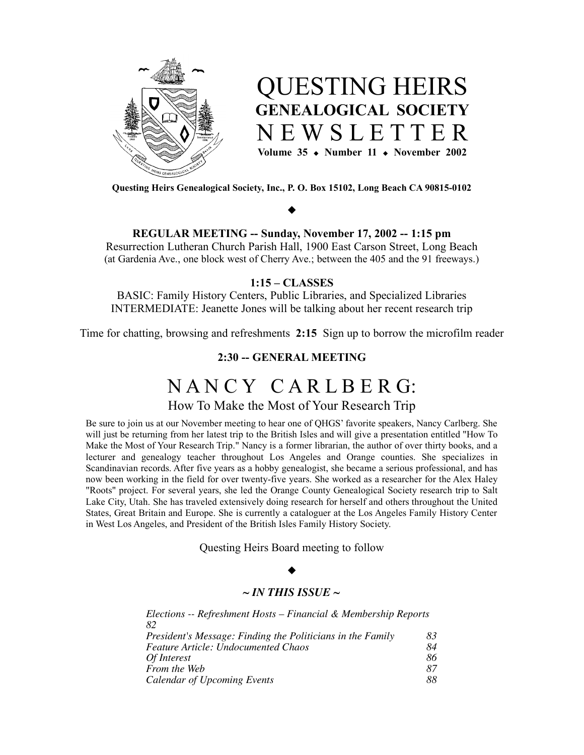# QUESTING HEIRS GENEALOGICAL SOCIETY NEWSLETTER

**Volume 35 ◆ Number 11 ◆ November 2002**

**Questing Heirs Genealogical Society, Inc., P. O. Box 15102, Long Beach CA 90815-0102**

◆

**REGULAR MEETING -- Sunday, November 17, 2002 -- 1:15 pm**

Resurrection Lutheran Church Parish Hall, 1900 East Carson Street, Long Beach
(at Gardenia Ave., one block west of Cherry Ave.; between the 405 and the 91 freeways.)

**1:15 – CLASSES**

BASIC: Family History Centers, Public Libraries, and Specialized Libraries
INTERMEDIATE: Jeanette Jones will be talking about her recent research trip

Time for chatting, browsing and refreshments **2:15** Sign up to borrow the microfilm reader

**2:30 -- GENERAL MEETING**

## NANCY CARLBERG:

### How To Make the Most of Your Research Trip

Be sure to join us at our November meeting to hear one of QHGS' favorite speakers, Nancy Carlberg. She will just be returning from her latest trip to the British Isles and will give a presentation entitled "How To Make the Most of Your Research Trip." Nancy is a former librarian, the author of over thirty books, and a lecturer and genealogy teacher throughout Los Angeles and Orange counties. She specializes in Scandinavian records. After five years as a hobby genealogist, she became a serious professional, and has now been working in the field for over twenty-five years. She worked as a researcher for the Alex Haley "Roots" project. For several years, she led the Orange County Genealogical Society research trip to Salt Lake City, Utah. She has traveled extensively doing research for herself and others throughout the United States, Great Britain and Europe. She is currently a cataloguer at the Los Angeles Family History Center in West Los Angeles, and President of the British Isles Family History Society.

Questing Heirs Board meeting to follow

◆

***~ IN THIS ISSUE ~***

| | |
|---|---|
| *Elections -- Refreshment Hosts – Financial & Membership Reports* | *82* |
| *President's Message: Finding the Politicians in the Family* | *83* |
| *Feature Article: Undocumented Chaos* | *84* |
| *Of Interest* | *86* |
| *From the Web* | *87* |
| *Calendar of Upcoming Events* | *88* |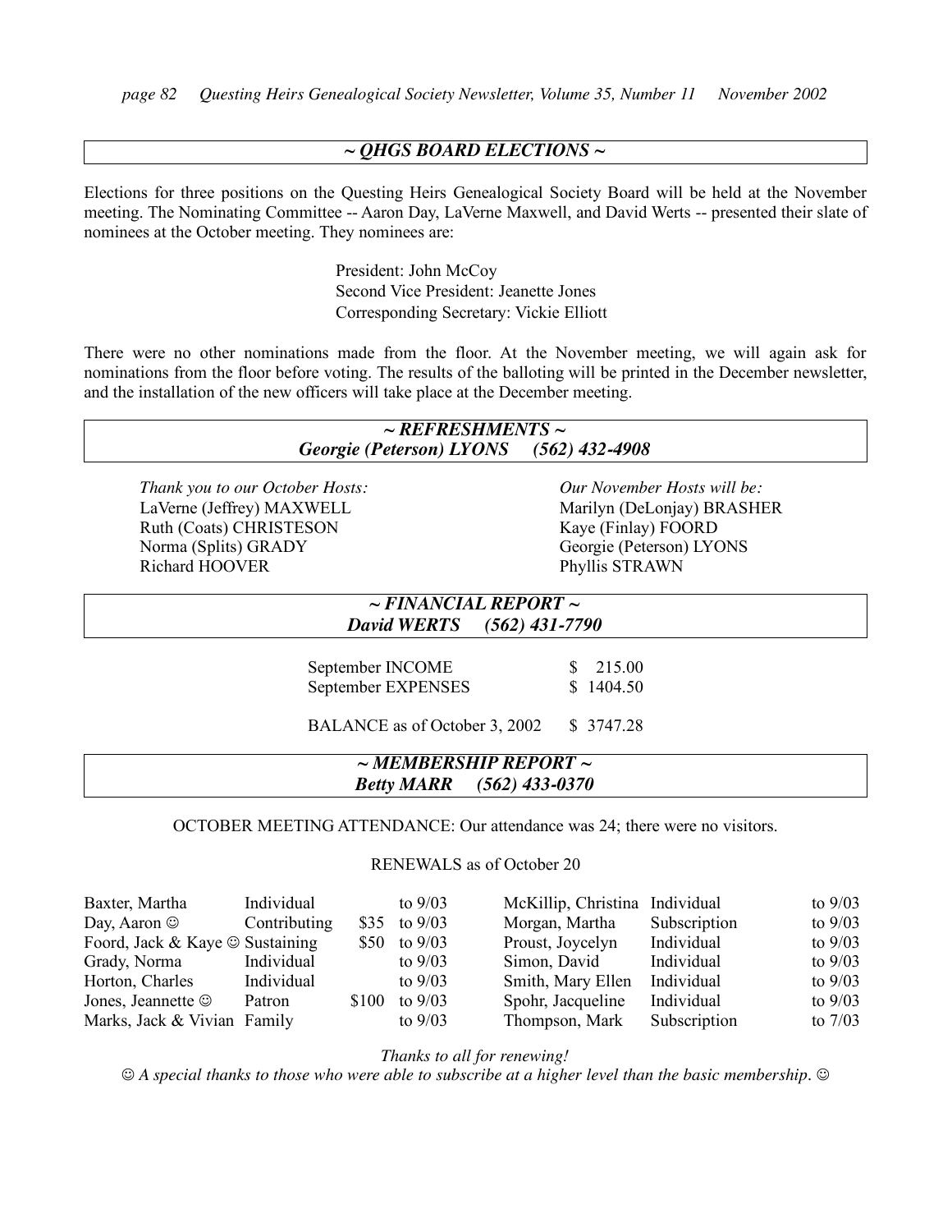## ~ QHGS BOARD ELECTIONS ~

Elections for three positions on the Questing Heirs Genealogical Society Board will be held at the November meeting. The Nominating Committee -- Aaron Day, LaVerne Maxwell, and David Werts -- presented their slate of nominees at the October meeting. They nominees are:

President: John McCoy
Second Vice President: Jeanette Jones
Corresponding Secretary: Vickie Elliott

There were no other nominations made from the floor. At the November meeting, we will again ask for nominations from the floor before voting. The results of the balloting will be printed in the December newsletter, and the installation of the new officers will take place at the December meeting.

## *~ REFRESHMENTS ~*
### *Georgie (Peterson) LYONS (562) 432-4908*

*Thank you to our October Hosts:*
LaVerne (Jeffrey) MAXWELL
Ruth (Coats) CHRISTESON
Norma (Splits) GRADY
Richard HOOVER

*Our November Hosts will be:*
Marilyn (DeLonjay) BRASHER
Kaye (Finlay) FOORD
Georgie (Peterson) LYONS
Phyllis STRAWN

## *~ FINANCIAL REPORT ~*
### *David WERTS (562) 431-7790*

| | |
|---|---|
| September INCOME | $ 215.00 |
| September EXPENSES | $ 1404.50 |
| BALANCE as of October 3, 2002 | $ 3747.28 |

## *~ MEMBERSHIP REPORT ~*
### *Betty MARR (562) 433-0370*

OCTOBER MEETING ATTENDANCE: Our attendance was 24; there were no visitors.

RENEWALS as of October 20

| Name | Type | Amount | Term |
|---|---|---|---|
| Baxter, Martha | Individual | | to 9/03 |
| Day, Aaron ☺ | Contributing | $35 | to 9/03 |
| Foord, Jack & Kaye ☺ | Sustaining | $50 | to 9/03 |
| Grady, Norma | Individual | | to 9/03 |
| Horton, Charles | Individual | | to 9/03 |
| Jones, Jeannette ☺ | Patron | $100 | to 9/03 |
| Marks, Jack & Vivian | Family | | to 9/03 |
| McKillip, Christina | Individual | | to 9/03 |
| Morgan, Martha | Subscription | | to 9/03 |
| Proust, Joycelyn | Individual | | to 9/03 |
| Simon, David | Individual | | to 9/03 |
| Smith, Mary Ellen | Individual | | to 9/03 |
| Spohr, Jacqueline | Individual | | to 9/03 |
| Thompson, Mark | Subscription | | to 7/03 |

*Thanks to all for renewing!*

☺ *A special thanks to those who were able to subscribe at a higher level than the basic membership.* ☺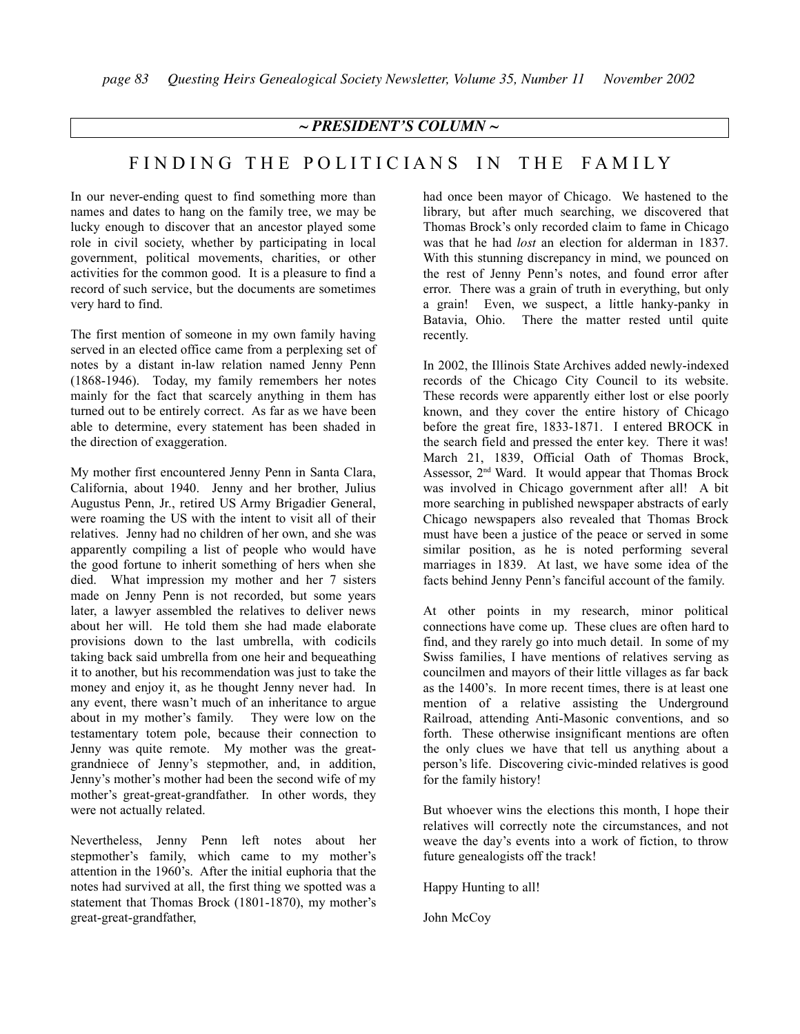**~ PRESIDENT'S COLUMN ~**

# FINDING THE POLITICIANS IN THE FAMILY

In our never-ending quest to find something more than names and dates to hang on the family tree, we may be lucky enough to discover that an ancestor played some role in civil society, whether by participating in local government, political movements, charities, or other activities for the common good. It is a pleasure to find a record of such service, but the documents are sometimes very hard to find.

The first mention of someone in my own family having served in an elected office came from a perplexing set of notes by a distant in-law relation named Jenny Penn (1868-1946). Today, my family remembers her notes mainly for the fact that scarcely anything in them has turned out to be entirely correct. As far as we have been able to determine, every statement has been shaded in the direction of exaggeration.

My mother first encountered Jenny Penn in Santa Clara, California, about 1940. Jenny and her brother, Julius Augustus Penn, Jr., retired US Army Brigadier General, were roaming the US with the intent to visit all of their relatives. Jenny had no children of her own, and she was apparently compiling a list of people who would have the good fortune to inherit something of hers when she died. What impression my mother and her 7 sisters made on Jenny Penn is not recorded, but some years later, a lawyer assembled the relatives to deliver news about her will. He told them she had made elaborate provisions down to the last umbrella, with codicils taking back said umbrella from one heir and bequeathing it to another, but his recommendation was just to take the money and enjoy it, as he thought Jenny never had. In any event, there wasn't much of an inheritance to argue about in my mother's family. They were low on the testamentary totem pole, because their connection to Jenny was quite remote. My mother was the great-grandniece of Jenny's stepmother, and, in addition, Jenny's mother's mother had been the second wife of my mother's great-great-grandfather. In other words, they were not actually related.

Nevertheless, Jenny Penn left notes about her stepmother's family, which came to my mother's attention in the 1960's. After the initial euphoria that the notes had survived at all, the first thing we spotted was a statement that Thomas Brock (1801-1870), my mother's great-great-grandfather, had once been mayor of Chicago. We hastened to the library, but after much searching, we discovered that Thomas Brock's only recorded claim to fame in Chicago was that he had *lost* an election for alderman in 1837. With this stunning discrepancy in mind, we pounced on the rest of Jenny Penn's notes, and found error after error. There was a grain of truth in everything, but only a grain! Even, we suspect, a little hanky-panky in Batavia, Ohio. There the matter rested until quite recently.

In 2002, the Illinois State Archives added newly-indexed records of the Chicago City Council to its website. These records were apparently either lost or else poorly known, and they cover the entire history of Chicago before the great fire, 1833-1871. I entered BROCK in the search field and pressed the enter key. There it was! March 21, 1839, Official Oath of Thomas Brock, Assessor, 2nd Ward. It would appear that Thomas Brock was involved in Chicago government after all! A bit more searching in published newspaper abstracts of early Chicago newspapers also revealed that Thomas Brock must have been a justice of the peace or served in some similar position, as he is noted performing several marriages in 1839. At last, we have some idea of the facts behind Jenny Penn's fanciful account of the family.

At other points in my research, minor political connections have come up. These clues are often hard to find, and they rarely go into much detail. In some of my Swiss families, I have mentions of relatives serving as councilmen and mayors of their little villages as far back as the 1400's. In more recent times, there is at least one mention of a relative assisting the Underground Railroad, attending Anti-Masonic conventions, and so forth. These otherwise insignificant mentions are often the only clues we have that tell us anything about a person's life. Discovering civic-minded relatives is good for the family history!

But whoever wins the elections this month, I hope their relatives will correctly note the circumstances, and not weave the day's events into a work of fiction, to throw future genealogists off the track!

Happy Hunting to all!

John McCoy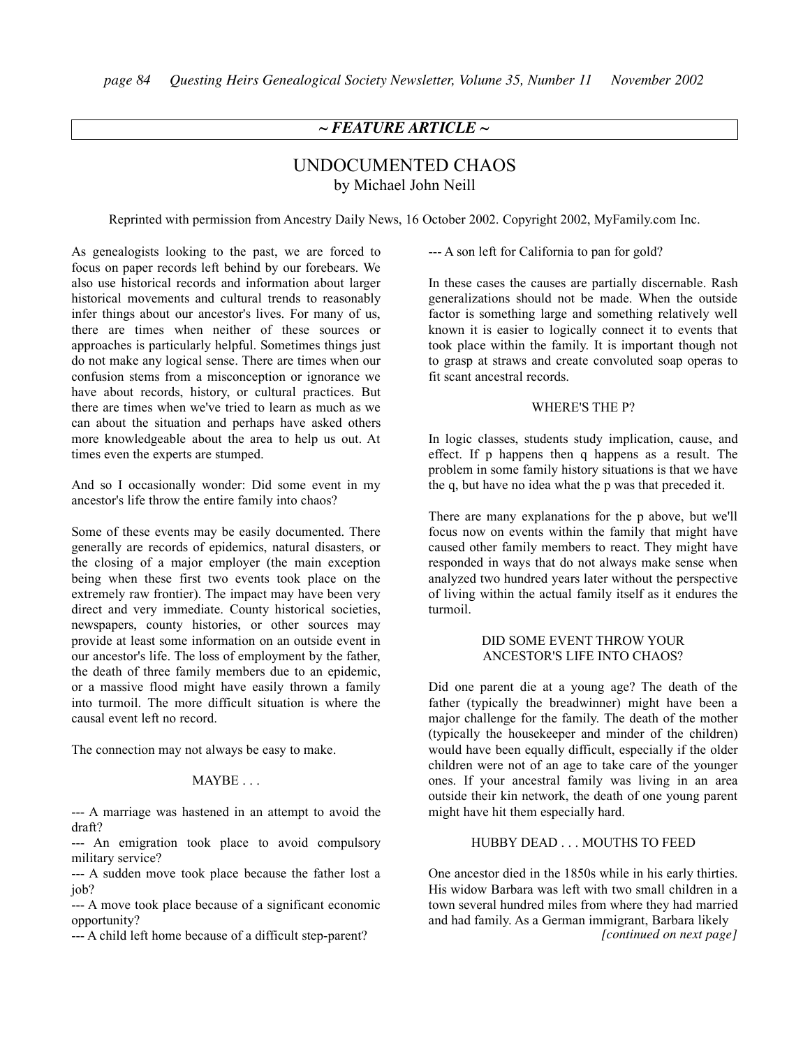## ~ FEATURE ARTICLE ~

# UNDOCUMENTED CHAOS

by Michael John Neill

Reprinted with permission from Ancestry Daily News, 16 October 2002. Copyright 2002, MyFamily.com Inc.

As genealogists looking to the past, we are forced to focus on paper records left behind by our forebears. We also use historical records and information about larger historical movements and cultural trends to reasonably infer things about our ancestor's lives. For many of us, there are times when neither of these sources or approaches is particularly helpful. Sometimes things just do not make any logical sense. There are times when our confusion stems from a misconception or ignorance we have about records, history, or cultural practices. But there are times when we've tried to learn as much as we can about the situation and perhaps have asked others more knowledgeable about the area to help us out. At times even the experts are stumped.

And so I occasionally wonder: Did some event in my ancestor's life throw the entire family into chaos?

Some of these events may be easily documented. There generally are records of epidemics, natural disasters, or the closing of a major employer (the main exception being when these first two events took place on the extremely raw frontier). The impact may have been very direct and very immediate. County historical societies, newspapers, county histories, or other sources may provide at least some information on an outside event in our ancestor's life. The loss of employment by the father, the death of three family members due to an epidemic, or a massive flood might have easily thrown a family into turmoil. The more difficult situation is where the causal event left no record.

The connection may not always be easy to make.

### MAYBE . . .

--- A marriage was hastened in an attempt to avoid the draft?
--- An emigration took place to avoid compulsory military service?
--- A sudden move took place because the father lost a job?
--- A move took place because of a significant economic opportunity?
--- A child left home because of a difficult step-parent?
--- A son left for California to pan for gold?

In these cases the causes are partially discernable. Rash generalizations should not be made. When the outside factor is something large and something relatively well known it is easier to logically connect it to events that took place within the family. It is important though not to grasp at straws and create convoluted soap operas to fit scant ancestral records.

### WHERE'S THE P?

In logic classes, students study implication, cause, and effect. If p happens then q happens as a result. The problem in some family history situations is that we have the q, but have no idea what the p was that preceded it.

There are many explanations for the p above, but we'll focus now on events within the family that might have caused other family members to react. They might have responded in ways that do not always make sense when analyzed two hundred years later without the perspective of living within the actual family itself as it endures the turmoil.

### DID SOME EVENT THROW YOUR ANCESTOR'S LIFE INTO CHAOS?

Did one parent die at a young age? The death of the father (typically the breadwinner) might have been a major challenge for the family. The death of the mother (typically the housekeeper and minder of the children) would have been equally difficult, especially if the older children were not of an age to take care of the younger ones. If your ancestral family was living in an area outside their kin network, the death of one young parent might have hit them especially hard.

### HUBBY DEAD . . . MOUTHS TO FEED

One ancestor died in the 1850s while in his early thirties. His widow Barbara was left with two small children in a town several hundred miles from where they had married and had family. As a German immigrant, Barbara likely

*[continued on next page]*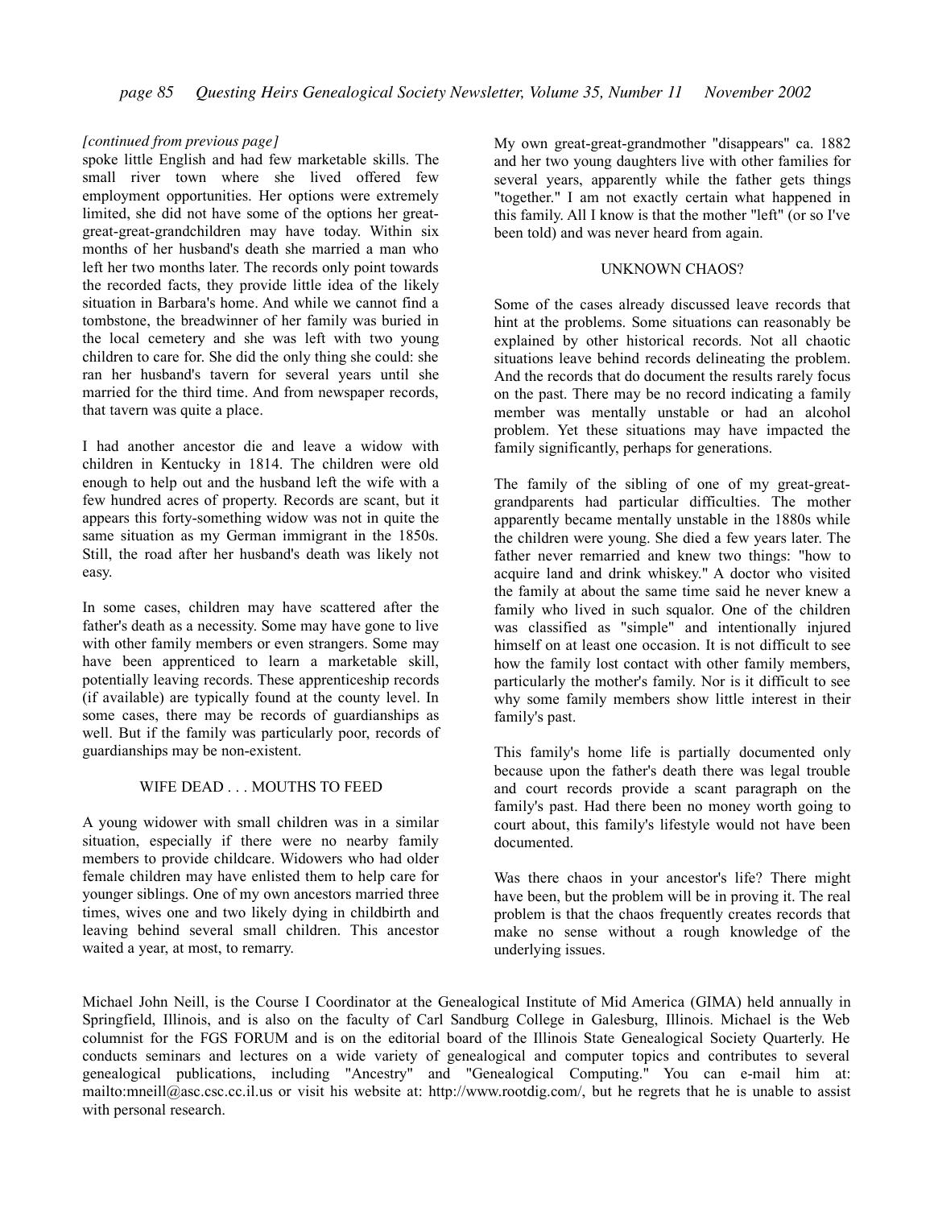*[continued from previous page]*

spoke little English and had few marketable skills. The small river town where she lived offered few employment opportunities. Her options were extremely limited, she did not have some of the options her great-great-great-grandchildren may have today. Within six months of her husband's death she married a man who left her two months later. The records only point towards the recorded facts, they provide little idea of the likely situation in Barbara's home. And while we cannot find a tombstone, the breadwinner of her family was buried in the local cemetery and she was left with two young children to care for. She did the only thing she could: she ran her husband's tavern for several years until she married for the third time. And from newspaper records, that tavern was quite a place.

I had another ancestor die and leave a widow with children in Kentucky in 1814. The children were old enough to help out and the husband left the wife with a few hundred acres of property. Records are scant, but it appears this forty-something widow was not in quite the same situation as my German immigrant in the 1850s. Still, the road after her husband's death was likely not easy.

In some cases, children may have scattered after the father's death as a necessity. Some may have gone to live with other family members or even strangers. Some may have been apprenticed to learn a marketable skill, potentially leaving records. These apprenticeship records (if available) are typically found at the county level. In some cases, there may be records of guardianships as well. But if the family was particularly poor, records of guardianships may be non-existent.

## WIFE DEAD . . . MOUTHS TO FEED

A young widower with small children was in a similar situation, especially if there were no nearby family members to provide childcare. Widowers who had older female children may have enlisted them to help care for younger siblings. One of my own ancestors married three times, wives one and two likely dying in childbirth and leaving behind several small children. This ancestor waited a year, at most, to remarry.

My own great-great-grandmother "disappears" ca. 1882 and her two young daughters live with other families for several years, apparently while the father gets things "together." I am not exactly certain what happened in this family. All I know is that the mother "left" (or so I've been told) and was never heard from again.

## UNKNOWN CHAOS?

Some of the cases already discussed leave records that hint at the problems. Some situations can reasonably be explained by other historical records. Not all chaotic situations leave behind records delineating the problem. And the records that do document the results rarely focus on the past. There may be no record indicating a family member was mentally unstable or had an alcohol problem. Yet these situations may have impacted the family significantly, perhaps for generations.

The family of the sibling of one of my great-great-grandparents had particular difficulties. The mother apparently became mentally unstable in the 1880s while the children were young. She died a few years later. The father never remarried and knew two things: "how to acquire land and drink whiskey." A doctor who visited the family at about the same time said he never knew a family who lived in such squalor. One of the children was classified as "simple" and intentionally injured himself on at least one occasion. It is not difficult to see how the family lost contact with other family members, particularly the mother's family. Nor is it difficult to see why some family members show little interest in their family's past.

This family's home life is partially documented only because upon the father's death there was legal trouble and court records provide a scant paragraph on the family's past. Had there been no money worth going to court about, this family's lifestyle would not have been documented.

Was there chaos in your ancestor's life? There might have been, but the problem will be in proving it. The real problem is that the chaos frequently creates records that make no sense without a rough knowledge of the underlying issues.

Michael John Neill, is the Course I Coordinator at the Genealogical Institute of Mid America (GIMA) held annually in Springfield, Illinois, and is also on the faculty of Carl Sandburg College in Galesburg, Illinois. Michael is the Web columnist for the FGS FORUM and is on the editorial board of the Illinois State Genealogical Society Quarterly. He conducts seminars and lectures on a wide variety of genealogical and computer topics and contributes to several genealogical publications, including "Ancestry" and "Genealogical Computing." You can e-mail him at: mailto:mneill@asc.csc.cc.il.us or visit his website at: http://www.rootdig.com/, but he regrets that he is unable to assist with personal research.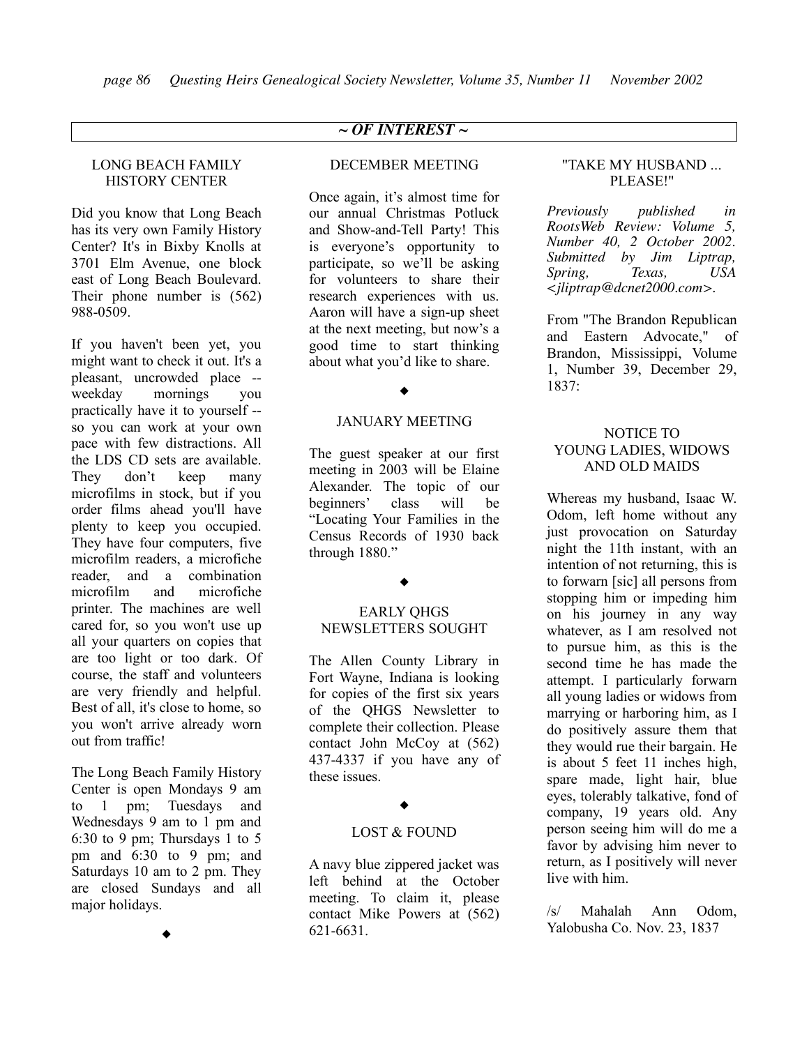## ~ OF INTEREST ~

### LONG BEACH FAMILY HISTORY CENTER

Did you know that Long Beach has its very own Family History Center? It's in Bixby Knolls at 3701 Elm Avenue, one block east of Long Beach Boulevard. Their phone number is (562) 988-0509.

If you haven't been yet, you might want to check it out. It's a pleasant, uncrowded place -- weekday mornings you practically have it to yourself -- so you can work at your own pace with few distractions. All the LDS CD sets are available. They don't keep many microfilms in stock, but if you order films ahead you'll have plenty to keep you occupied. They have four computers, five microfilm readers, a microfiche reader, and a combination microfilm and microfiche printer. The machines are well cared for, so you won't use up all your quarters on copies that are too light or too dark. Of course, the staff and volunteers are very friendly and helpful. Best of all, it's close to home, so you won't arrive already worn out from traffic!

The Long Beach Family History Center is open Mondays 9 am to 1 pm; Tuesdays and Wednesdays 9 am to 1 pm and 6:30 to 9 pm; Thursdays 1 to 5 pm and 6:30 to 9 pm; and Saturdays 10 am to 2 pm. They are closed Sundays and all major holidays.

◆

### DECEMBER MEETING

Once again, it's almost time for our annual Christmas Potluck and Show-and-Tell Party! This is everyone's opportunity to participate, so we'll be asking for volunteers to share their research experiences with us. Aaron will have a sign-up sheet at the next meeting, but now's a good time to start thinking about what you'd like to share.

◆

### JANUARY MEETING

The guest speaker at our first meeting in 2003 will be Elaine Alexander. The topic of our beginners' class will be "Locating Your Families in the Census Records of 1930 back through 1880."

◆

### EARLY QHGS NEWSLETTERS SOUGHT

The Allen County Library in Fort Wayne, Indiana is looking for copies of the first six years of the QHGS Newsletter to complete their collection. Please contact John McCoy at (562) 437-4337 if you have any of these issues.

◆

### LOST & FOUND

A navy blue zippered jacket was left behind at the October meeting. To claim it, please contact Mike Powers at (562) 621-6631.

### "TAKE MY HUSBAND ... PLEASE!"

*Previously published in RootsWeb Review: Volume 5, Number 40, 2 October 2002. Submitted by Jim Liptrap, Spring, Texas, USA <jliptrap@dcnet2000.com>.*

From "The Brandon Republican and Eastern Advocate," of Brandon, Mississippi, Volume 1, Number 39, December 29, 1837:

NOTICE TO
YOUNG LADIES, WIDOWS
AND OLD MAIDS

Whereas my husband, Isaac W. Odom, left home without any just provocation on Saturday night the 11th instant, with an intention of not returning, this is to forwarn [sic] all persons from stopping him or impeding him on his journey in any way whatever, as I am resolved not to pursue him, as this is the second time he has made the attempt. I particularly forwarn all young ladies or widows from marrying or harboring him, as I do positively assure them that they would rue their bargain. He is about 5 feet 11 inches high, spare made, light hair, blue eyes, tolerably talkative, fond of company, 19 years old. Any person seeing him will do me a favor by advising him never to return, as I positively will never live with him.

/s/ Mahalah Ann Odom, Yalobusha Co. Nov. 23, 1837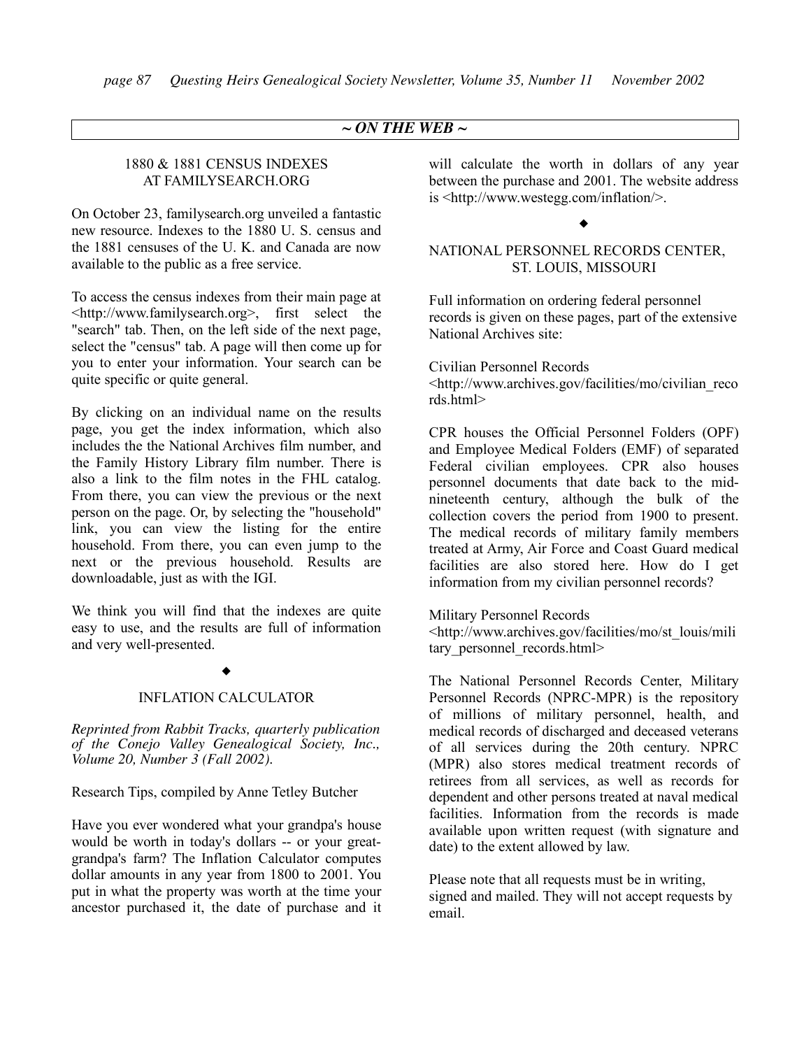## ~ ON THE WEB ~

### 1880 & 1881 CENSUS INDEXES AT FAMILYSEARCH.ORG

On October 23, familysearch.org unveiled a fantastic new resource. Indexes to the 1880 U. S. census and the 1881 censuses of the U. K. and Canada are now available to the public as a free service.

To access the census indexes from their main page at <http://www.familysearch.org>, first select the "search" tab. Then, on the left side of the next page, select the "census" tab. A page will then come up for you to enter your information. Your search can be quite specific or quite general.

By clicking on an individual name on the results page, you get the index information, which also includes the the National Archives film number, and the Family History Library film number. There is also a link to the film notes in the FHL catalog. From there, you can view the previous or the next person on the page. Or, by selecting the "household" link, you can view the listing for the entire household. From there, you can even jump to the next or the previous household. Results are downloadable, just as with the IGI.

We think you will find that the indexes are quite easy to use, and the results are full of information and very well-presented.

◆

### INFLATION CALCULATOR

*Reprinted from Rabbit Tracks, quarterly publication of the Conejo Valley Genealogical Society, Inc., Volume 20, Number 3 (Fall 2002).*

Research Tips, compiled by Anne Tetley Butcher

Have you ever wondered what your grandpa's house would be worth in today's dollars -- or your great-grandpa's farm? The Inflation Calculator computes dollar amounts in any year from 1800 to 2001. You put in what the property was worth at the time your ancestor purchased it, the date of purchase and it will calculate the worth in dollars of any year between the purchase and 2001. The website address is <http://www.westegg.com/inflation/>.

◆

### NATIONAL PERSONNEL RECORDS CENTER, ST. LOUIS, MISSOURI

Full information on ordering federal personnel records is given on these pages, part of the extensive National Archives site:

Civilian Personnel Records
<http://www.archives.gov/facilities/mo/civilian_records.html>

CPR houses the Official Personnel Folders (OPF) and Employee Medical Folders (EMF) of separated Federal civilian employees. CPR also houses personnel documents that date back to the mid-nineteenth century, although the bulk of the collection covers the period from 1900 to present. The medical records of military family members treated at Army, Air Force and Coast Guard medical facilities are also stored here. How do I get information from my civilian personnel records?

Military Personnel Records
<http://www.archives.gov/facilities/mo/st_louis/military_personnel_records.html>

The National Personnel Records Center, Military Personnel Records (NPRC-MPR) is the repository of millions of military personnel, health, and medical records of discharged and deceased veterans of all services during the 20th century. NPRC (MPR) also stores medical treatment records of retirees from all services, as well as records for dependent and other persons treated at naval medical facilities. Information from the records is made available upon written request (with signature and date) to the extent allowed by law.

Please note that all requests must be in writing, signed and mailed. They will not accept requests by email.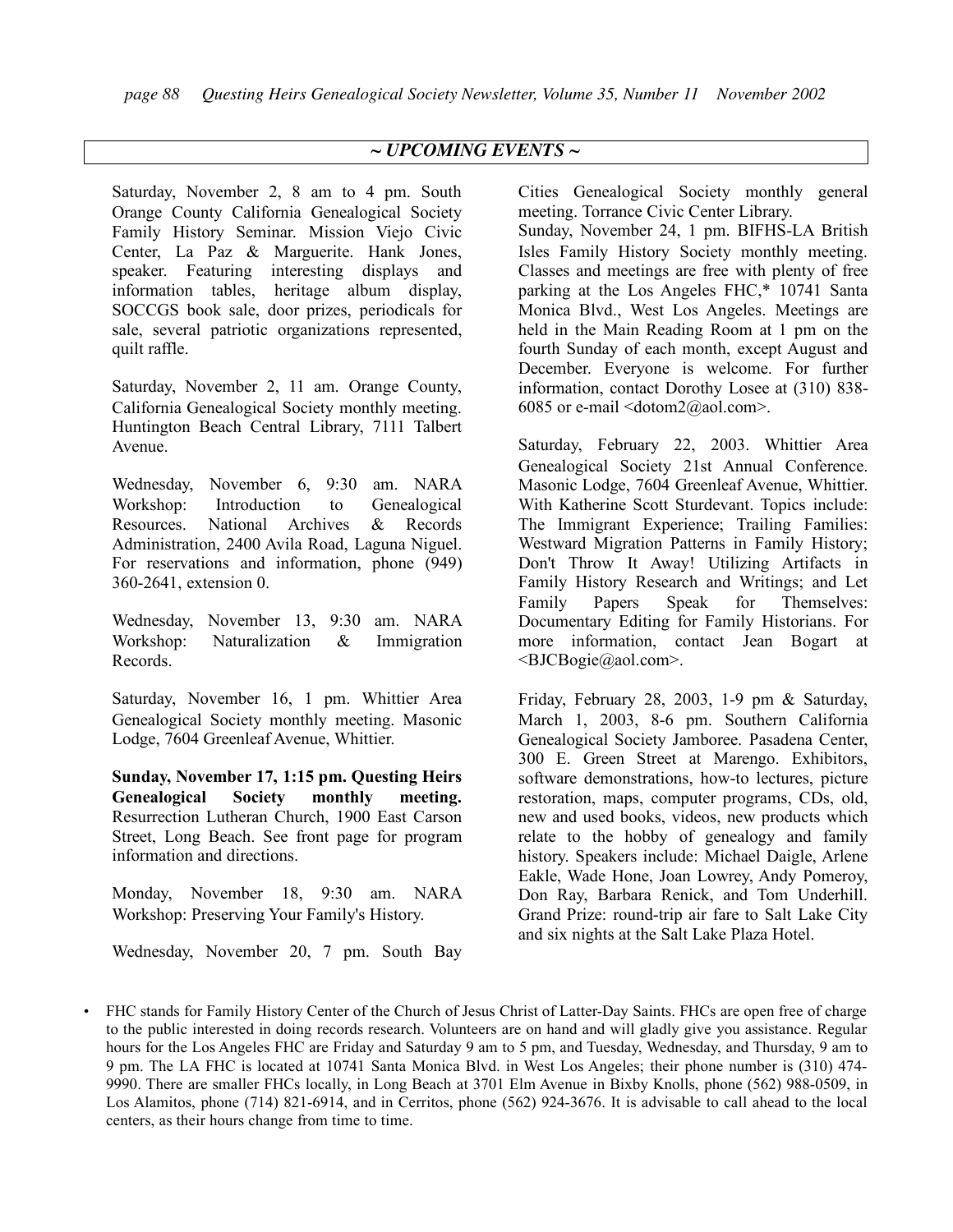## ~ UPCOMING EVENTS ~

Saturday, November 2, 8 am to 4 pm. South Orange County California Genealogical Society Family History Seminar. Mission Viejo Civic Center, La Paz & Marguerite. Hank Jones, speaker. Featuring interesting displays and information tables, heritage album display, SOCCGS book sale, door prizes, periodicals for sale, several patriotic organizations represented, quilt raffle.

Saturday, November 2, 11 am. Orange County, California Genealogical Society monthly meeting. Huntington Beach Central Library, 7111 Talbert Avenue.

Wednesday, November 6, 9:30 am. NARA Workshop: Introduction to Genealogical Resources. National Archives & Records Administration, 2400 Avila Road, Laguna Niguel. For reservations and information, phone (949) 360-2641, extension 0.

Wednesday, November 13, 9:30 am. NARA Workshop: Naturalization & Immigration Records.

Saturday, November 16, 1 pm. Whittier Area Genealogical Society monthly meeting. Masonic Lodge, 7604 Greenleaf Avenue, Whittier.

**Sunday, November 17, 1:15 pm. Questing Heirs Genealogical Society monthly meeting.** Resurrection Lutheran Church, 1900 East Carson Street, Long Beach. See front page for program information and directions.

Monday, November 18, 9:30 am. NARA Workshop: Preserving Your Family's History.

Wednesday, November 20, 7 pm. South Bay Cities Genealogical Society monthly general meeting. Torrance Civic Center Library.

Sunday, November 24, 1 pm. BIFHS-LA British Isles Family History Society monthly meeting. Classes and meetings are free with plenty of free parking at the Los Angeles FHC,* 10741 Santa Monica Blvd., West Los Angeles. Meetings are held in the Main Reading Room at 1 pm on the fourth Sunday of each month, except August and December. Everyone is welcome. For further information, contact Dorothy Losee at (310) 838-6085 or e-mail <dotom2@aol.com>.

Saturday, February 22, 2003. Whittier Area Genealogical Society 21st Annual Conference. Masonic Lodge, 7604 Greenleaf Avenue, Whittier. With Katherine Scott Sturdevant. Topics include: The Immigrant Experience; Trailing Families: Westward Migration Patterns in Family History; Don't Throw It Away! Utilizing Artifacts in Family History Research and Writings; and Let Family Papers Speak for Themselves: Documentary Editing for Family Historians. For more information, contact Jean Bogart at <BJCBogie@aol.com>.

Friday, February 28, 2003, 1-9 pm & Saturday, March 1, 2003, 8-6 pm. Southern California Genealogical Society Jamboree. Pasadena Center, 300 E. Green Street at Marengo. Exhibitors, software demonstrations, how-to lectures, picture restoration, maps, computer programs, CDs, old, new and used books, videos, new products which relate to the hobby of genealogy and family history. Speakers include: Michael Daigle, Arlene Eakle, Wade Hone, Joan Lowrey, Andy Pomeroy, Don Ray, Barbara Renick, and Tom Underhill. Grand Prize: round-trip air fare to Salt Lake City and six nights at the Salt Lake Plaza Hotel.

- FHC stands for Family History Center of the Church of Jesus Christ of Latter-Day Saints. FHCs are open free of charge to the public interested in doing records research. Volunteers are on hand and will gladly give you assistance. Regular hours for the Los Angeles FHC are Friday and Saturday 9 am to 5 pm, and Tuesday, Wednesday, and Thursday, 9 am to 9 pm. The LA FHC is located at 10741 Santa Monica Blvd. in West Los Angeles; their phone number is (310) 474-9990. There are smaller FHCs locally, in Long Beach at 3701 Elm Avenue in Bixby Knolls, phone (562) 988-0509, in Los Alamitos, phone (714) 821-6914, and in Cerritos, phone (562) 924-3676. It is advisable to call ahead to the local centers, as their hours change from time to time.